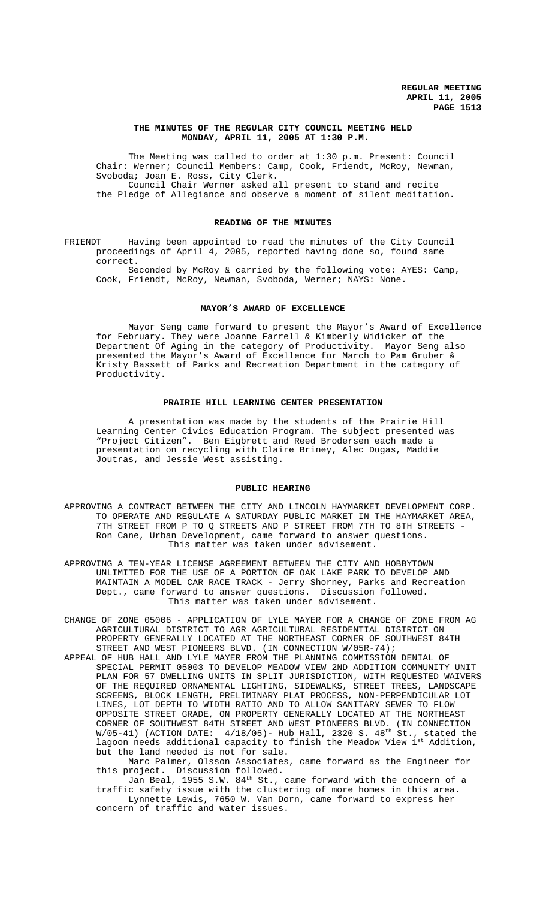**REGULAR MEETING**
**APRIL 11, 2005**

## THE MINUTES OF THE REGULAR CITY COUNCIL MEETING HELD MONDAY, APRIL 11, 2005 AT 1:30 P.M.

The Meeting was called to order at 1:30 p.m. Present: Council Chair: Werner; Council Members: Camp, Cook, Friendt, McRoy, Newman, Svoboda; Joan E. Ross, City Clerk.

Council Chair Werner asked all present to stand and recite the Pledge of Allegiance and observe a moment of silent meditation.

### READING OF THE MINUTES

FRIENDT Having been appointed to read the minutes of the City Council proceedings of April 4, 2005, reported having done so, found same correct.

Seconded by McRoy & carried by the following vote: AYES: Camp, Cook, Friendt, McRoy, Newman, Svoboda, Werner; NAYS: None.

### MAYOR'S AWARD OF EXCELLENCE

Mayor Seng came forward to present the Mayor's Award of Excellence for February. They were Joanne Farrell & Kimberly Widicker of the Department Of Aging in the category of Productivity. Mayor Seng also presented the Mayor's Award of Excellence for March to Pam Gruber & Kristy Bassett of Parks and Recreation Department in the category of Productivity.

### PRAIRIE HILL LEARNING CENTER PRESENTATION

A presentation was made by the students of the Prairie Hill Learning Center Civics Education Program. The subject presented was "Project Citizen". Ben Eigbrett and Reed Brodersen each made a presentation on recycling with Claire Briney, Alec Dugas, Maddie Joutras, and Jessie West assisting.

### PUBLIC HEARING

APPROVING A CONTRACT BETWEEN THE CITY AND LINCOLN HAYMARKET DEVELOPMENT CORP. TO OPERATE AND REGULATE A SATURDAY PUBLIC MARKET IN THE HAYMARKET AREA, 7TH STREET FROM P TO Q STREETS AND P STREET FROM 7TH TO 8TH STREETS - Ron Cane, Urban Development, came forward to answer questions.
This matter was taken under advisement.

APPROVING A TEN-YEAR LICENSE AGREEMENT BETWEEN THE CITY AND HOBBYTOWN UNLIMITED FOR THE USE OF A PORTION OF OAK LAKE PARK TO DEVELOP AND MAINTAIN A MODEL CAR RACE TRACK - Jerry Shorney, Parks and Recreation Dept., came forward to answer questions. Discussion followed.
This matter was taken under advisement.

CHANGE OF ZONE 05006 - APPLICATION OF LYLE MAYER FOR A CHANGE OF ZONE FROM AG AGRICULTURAL DISTRICT TO AGR AGRICULTURAL RESIDENTIAL DISTRICT ON PROPERTY GENERALLY LOCATED AT THE NORTHEAST CORNER OF SOUTHWEST 84TH STREET AND WEST PIONEERS BLVD. (IN CONNECTION W/05R-74);

APPEAL OF HUB HALL AND LYLE MAYER FROM THE PLANNING COMMISSION DENIAL OF SPECIAL PERMIT 05003 TO DEVELOP MEADOW VIEW 2ND ADDITION COMMUNITY UNIT PLAN FOR 57 DWELLING UNITS IN SPLIT JURISDICTION, WITH REQUESTED WAIVERS OF THE REQUIRED ORNAMENTAL LIGHTING, SIDEWALKS, STREET TREES, LANDSCAPE SCREENS, BLOCK LENGTH, PRELIMINARY PLAT PROCESS, NON-PERPENDICULAR LOT LINES, LOT DEPTH TO WIDTH RATIO AND TO ALLOW SANITARY SEWER TO FLOW OPPOSITE STREET GRADE, ON PROPERTY GENERALLY LOCATED AT THE NORTHEAST CORNER OF SOUTHWEST 84TH STREET AND WEST PIONEERS BLVD. (IN CONNECTION W/05-41) (ACTION DATE: 4/18/05)- Hub Hall, 2320 S. 48th St., stated the lagoon needs additional capacity to finish the Meadow View 1st Addition, but the land needed is not for sale.

Marc Palmer, Olsson Associates, came forward as the Engineer for this project. Discussion followed.

Jan Beal, 1955 S.W. 84th St., came forward with the concern of a traffic safety issue with the clustering of more homes in this area.

Lynnette Lewis, 7650 W. Van Dorn, came forward to express her concern of traffic and water issues.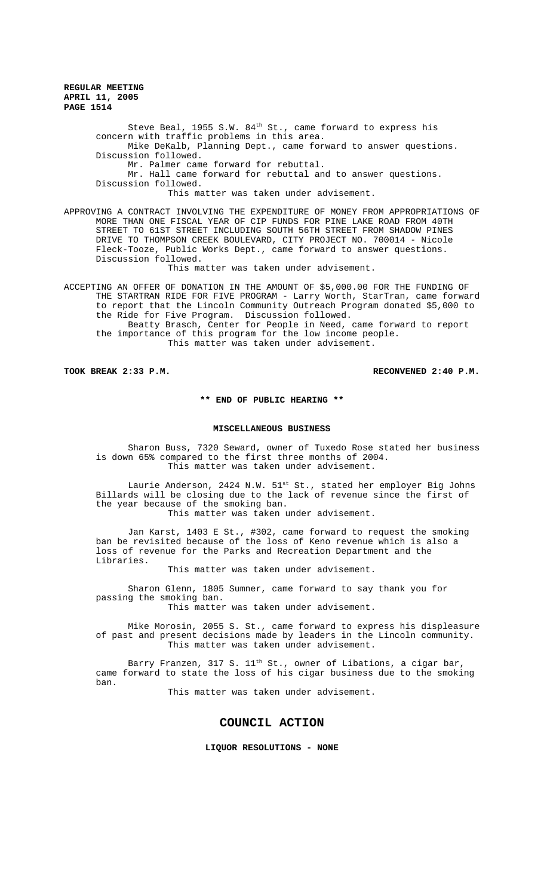Steve Beal, 1955 S.W. 84th St., came forward to express his concern with traffic problems in this area.

Mike DeKalb, Planning Dept., came forward to answer questions. Discussion followed.

Mr. Palmer came forward for rebuttal.

Mr. Hall came forward for rebuttal and to answer questions. Discussion followed.

This matter was taken under advisement.

APPROVING A CONTRACT INVOLVING THE EXPENDITURE OF MONEY FROM APPROPRIATIONS OF MORE THAN ONE FISCAL YEAR OF CIP FUNDS FOR PINE LAKE ROAD FROM 40TH STREET TO 61ST STREET INCLUDING SOUTH 56TH STREET FROM SHADOW PINES DRIVE TO THOMPSON CREEK BOULEVARD, CITY PROJECT NO. 700014 - Nicole Fleck-Tooze, Public Works Dept., came forward to answer questions. Discussion followed.

This matter was taken under advisement.

ACCEPTING AN OFFER OF DONATION IN THE AMOUNT OF $5,000.00 FOR THE FUNDING OF THE STARTRAN RIDE FOR FIVE PROGRAM - Larry Worth, StarTran, came forward to report that the Lincoln Community Outreach Program donated $5,000 to the Ride for Five Program. Discussion followed.

Beatty Brasch, Center for People in Need, came forward to report the importance of this program for the low income people.

This matter was taken under advisement.

**TOOK BREAK 2:33 P.M.** **RECONVENED 2:40 P.M.**

**\*\* END OF PUBLIC HEARING \*\***

**MISCELLANEOUS BUSINESS**

Sharon Buss, 7320 Seward, owner of Tuxedo Rose stated her business is down 65% compared to the first three months of 2004.

This matter was taken under advisement.

Laurie Anderson, 2424 N.W. 51st St., stated her employer Big Johns Billards will be closing due to the lack of revenue since the first of the year because of the smoking ban.

This matter was taken under advisement.

Jan Karst, 1403 E St., #302, came forward to request the smoking ban be revisited because of the loss of Keno revenue which is also a loss of revenue for the Parks and Recreation Department and the Libraries.

This matter was taken under advisement.

Sharon Glenn, 1805 Sumner, came forward to say thank you for passing the smoking ban.

This matter was taken under advisement.

Mike Morosin, 2055 S. St., came forward to express his displeasure of past and present decisions made by leaders in the Lincoln community.

This matter was taken under advisement.

Barry Franzen, 317 S. 11th St., owner of Libations, a cigar bar, came forward to state the loss of his cigar business due to the smoking ban.

This matter was taken under advisement.

# COUNCIL ACTION

**LIQUOR RESOLUTIONS - NONE**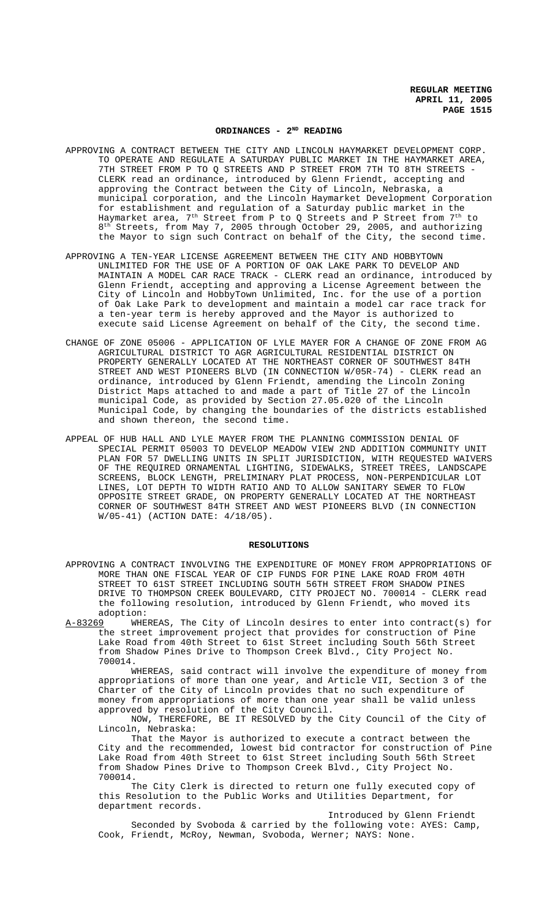## ORDINANCES - 2ND READING

APPROVING A CONTRACT BETWEEN THE CITY AND LINCOLN HAYMARKET DEVELOPMENT CORP. TO OPERATE AND REGULATE A SATURDAY PUBLIC MARKET IN THE HAYMARKET AREA, 7TH STREET FROM P TO Q STREETS AND P STREET FROM 7TH TO 8TH STREETS - CLERK read an ordinance, introduced by Glenn Friendt, accepting and approving the Contract between the City of Lincoln, Nebraska, a municipal corporation, and the Lincoln Haymarket Development Corporation for establishment and regulation of a Saturday public market in the Haymarket area, 7th Street from P to Q Streets and P Street from 7th to 8th Streets, from May 7, 2005 through October 29, 2005, and authorizing the Mayor to sign such Contract on behalf of the City, the second time.

APPROVING A TEN-YEAR LICENSE AGREEMENT BETWEEN THE CITY AND HOBBYTOWN UNLIMITED FOR THE USE OF A PORTION OF OAK LAKE PARK TO DEVELOP AND MAINTAIN A MODEL CAR RACE TRACK - CLERK read an ordinance, introduced by Glenn Friendt, accepting and approving a License Agreement between the City of Lincoln and HobbyTown Unlimited, Inc. for the use of a portion of Oak Lake Park to development and maintain a model car race track for a ten-year term is hereby approved and the Mayor is authorized to execute said License Agreement on behalf of the City, the second time.

CHANGE OF ZONE 05006 - APPLICATION OF LYLE MAYER FOR A CHANGE OF ZONE FROM AG AGRICULTURAL DISTRICT TO AGR AGRICULTURAL RESIDENTIAL DISTRICT ON PROPERTY GENERALLY LOCATED AT THE NORTHEAST CORNER OF SOUTHWEST 84TH STREET AND WEST PIONEERS BLVD (IN CONNECTION W/05R-74) - CLERK read an ordinance, introduced by Glenn Friendt, amending the Lincoln Zoning District Maps attached to and made a part of Title 27 of the Lincoln municipal Code, as provided by Section 27.05.020 of the Lincoln Municipal Code, by changing the boundaries of the districts established and shown thereon, the second time.

APPEAL OF HUB HALL AND LYLE MAYER FROM THE PLANNING COMMISSION DENIAL OF SPECIAL PERMIT 05003 TO DEVELOP MEADOW VIEW 2ND ADDITION COMMUNITY UNIT PLAN FOR 57 DWELLING UNITS IN SPLIT JURISDICTION, WITH REQUESTED WAIVERS OF THE REQUIRED ORNAMENTAL LIGHTING, SIDEWALKS, STREET TREES, LANDSCAPE SCREENS, BLOCK LENGTH, PRELIMINARY PLAT PROCESS, NON-PERPENDICULAR LOT LINES, LOT DEPTH TO WIDTH RATIO AND TO ALLOW SANITARY SEWER TO FLOW OPPOSITE STREET GRADE, ON PROPERTY GENERALLY LOCATED AT THE NORTHEAST CORNER OF SOUTHWEST 84TH STREET AND WEST PIONEERS BLVD (IN CONNECTION W/05-41) (ACTION DATE: 4/18/05).

## RESOLUTIONS

APPROVING A CONTRACT INVOLVING THE EXPENDITURE OF MONEY FROM APPROPRIATIONS OF MORE THAN ONE FISCAL YEAR OF CIP FUNDS FOR PINE LAKE ROAD FROM 40TH STREET TO 61ST STREET INCLUDING SOUTH 56TH STREET FROM SHADOW PINES DRIVE TO THOMPSON CREEK BOULEVARD, CITY PROJECT NO. 700014 - CLERK read the following resolution, introduced by Glenn Friendt, who moved its adoption:

A-83269 WHEREAS, The City of Lincoln desires to enter into contract(s) for the street improvement project that provides for construction of Pine Lake Road from 40th Street to 61st Street including South 56th Street from Shadow Pines Drive to Thompson Creek Blvd., City Project No. 700014.

WHEREAS, said contract will involve the expenditure of money from appropriations of more than one year, and Article VII, Section 3 of the Charter of the City of Lincoln provides that no such expenditure of money from appropriations of more than one year shall be valid unless approved by resolution of the City Council.

NOW, THEREFORE, BE IT RESOLVED by the City Council of the City of Lincoln, Nebraska:

That the Mayor is authorized to execute a contract between the City and the recommended, lowest bid contractor for construction of Pine Lake Road from 40th Street to 61st Street including South 56th Street from Shadow Pines Drive to Thompson Creek Blvd., City Project No. 700014.

The City Clerk is directed to return one fully executed copy of this Resolution to the Public Works and Utilities Department, for department records.

Introduced by Glenn Friendt

Seconded by Svoboda & carried by the following vote: AYES: Camp, Cook, Friendt, McRoy, Newman, Svoboda, Werner; NAYS: None.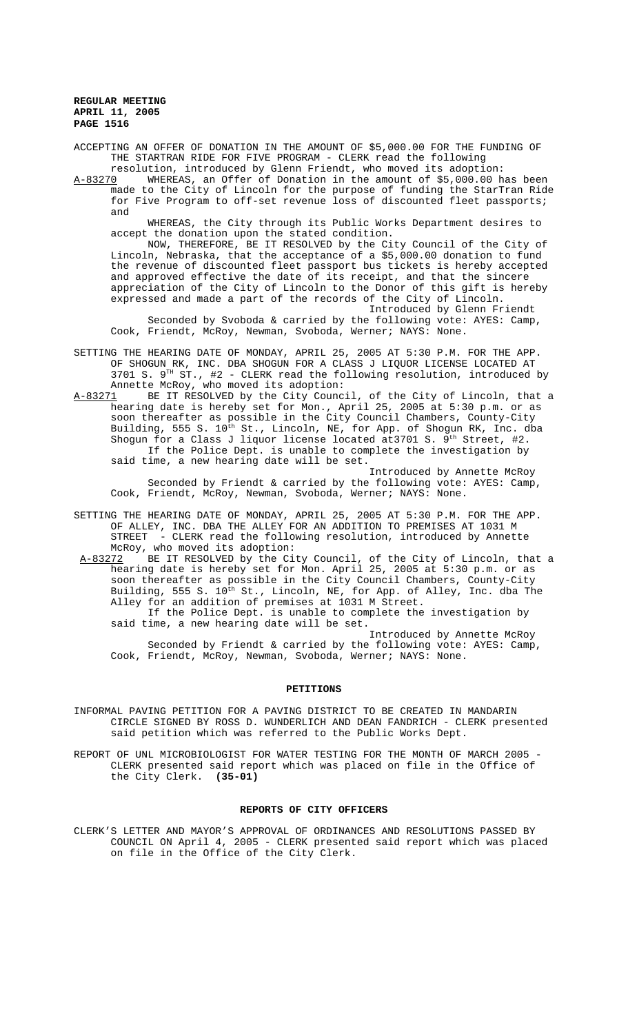ACCEPTING AN OFFER OF DONATION IN THE AMOUNT OF $5,000.00 FOR THE FUNDING OF THE STARTRAN RIDE FOR FIVE PROGRAM - CLERK read the following resolution, introduced by Glenn Friendt, who moved its adoption:

A-83270 WHEREAS, an Offer of Donation in the amount of $5,000.00 has been made to the City of Lincoln for the purpose of funding the StarTran Ride for Five Program to off-set revenue loss of discounted fleet passports; and

WHEREAS, the City through its Public Works Department desires to accept the donation upon the stated condition.

NOW, THEREFORE, BE IT RESOLVED by the City Council of the City of Lincoln, Nebraska, that the acceptance of a $5,000.00 donation to fund the revenue of discounted fleet passport bus tickets is hereby accepted and approved effective the date of its receipt, and that the sincere appreciation of the City of Lincoln to the Donor of this gift is hereby expressed and made a part of the records of the City of Lincoln.

Introduced by Glenn Friendt

Seconded by Svoboda & carried by the following vote: AYES: Camp, Cook, Friendt, McRoy, Newman, Svoboda, Werner; NAYS: None.

SETTING THE HEARING DATE OF MONDAY, APRIL 25, 2005 AT 5:30 P.M. FOR THE APP. OF SHOGUN RK, INC. DBA SHOGUN FOR A CLASS J LIQUOR LICENSE LOCATED AT 3701 S. 9TH ST., #2 - CLERK read the following resolution, introduced by Annette McRoy, who moved its adoption:

A-83271 BE IT RESOLVED by the City Council, of the City of Lincoln, that a hearing date is hereby set for Mon., April 25, 2005 at 5:30 p.m. or as soon thereafter as possible in the City Council Chambers, County-City Building, 555 S. 10th St., Lincoln, NE, for App. of Shogun RK, Inc. dba Shogun for a Class J liquor license located at3701 S. 9th Street, #2.

If the Police Dept. is unable to complete the investigation by said time, a new hearing date will be set.

Introduced by Annette McRoy

Seconded by Friendt & carried by the following vote: AYES: Camp, Cook, Friendt, McRoy, Newman, Svoboda, Werner; NAYS: None.

SETTING THE HEARING DATE OF MONDAY, APRIL 25, 2005 AT 5:30 P.M. FOR THE APP. OF ALLEY, INC. DBA THE ALLEY FOR AN ADDITION TO PREMISES AT 1031 M STREET - CLERK read the following resolution, introduced by Annette McRoy, who moved its adoption:

A-83272 BE IT RESOLVED by the City Council, of the City of Lincoln, that a hearing date is hereby set for Mon. April 25, 2005 at 5:30 p.m. or as soon thereafter as possible in the City Council Chambers, County-City Building, 555 S. 10th St., Lincoln, NE, for App. of Alley, Inc. dba The Alley for an addition of premises at 1031 M Street.

If the Police Dept. is unable to complete the investigation by said time, a new hearing date will be set.

Introduced by Annette McRoy

Seconded by Friendt & carried by the following vote: AYES: Camp, Cook, Friendt, McRoy, Newman, Svoboda, Werner; NAYS: None.

## PETITIONS

INFORMAL PAVING PETITION FOR A PAVING DISTRICT TO BE CREATED IN MANDARIN CIRCLE SIGNED BY ROSS D. WUNDERLICH AND DEAN FANDRICH - CLERK presented said petition which was referred to the Public Works Dept.

REPORT OF UNL MICROBIOLOGIST FOR WATER TESTING FOR THE MONTH OF MARCH 2005 - CLERK presented said report which was placed on file in the Office of the City Clerk. **(35-01)**

## REPORTS OF CITY OFFICERS

CLERK'S LETTER AND MAYOR'S APPROVAL OF ORDINANCES AND RESOLUTIONS PASSED BY COUNCIL ON April 4, 2005 - CLERK presented said report which was placed on file in the Office of the City Clerk.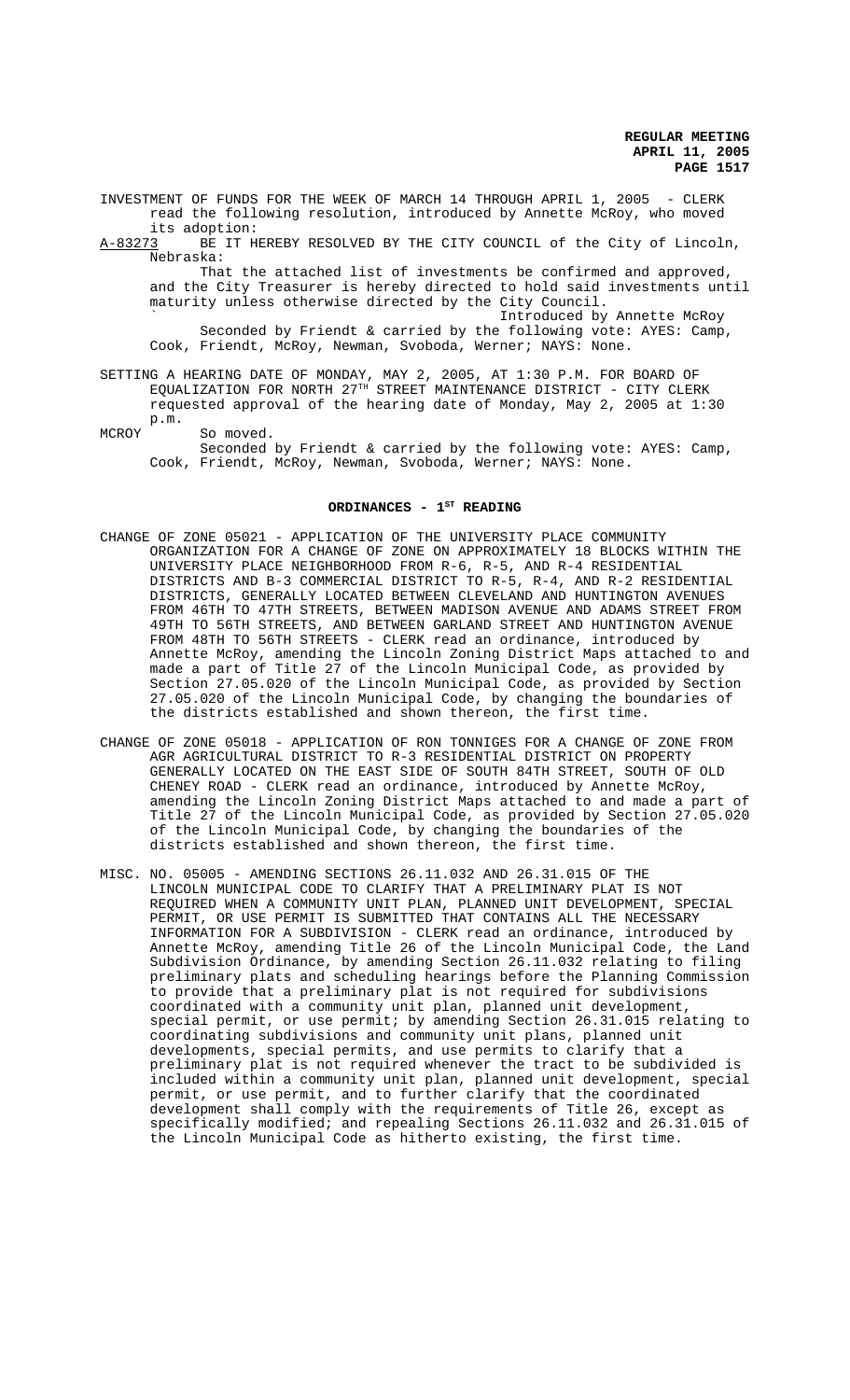INVESTMENT OF FUNDS FOR THE WEEK OF MARCH 14 THROUGH APRIL 1, 2005 - CLERK read the following resolution, introduced by Annette McRoy, who moved its adoption:

A-83273 BE IT HEREBY RESOLVED BY THE CITY COUNCIL of the City of Lincoln, Nebraska:

That the attached list of investments be confirmed and approved, and the City Treasurer is hereby directed to hold said investments until maturity unless otherwise directed by the City Council.

Introduced by Annette McRoy

Seconded by Friendt & carried by the following vote: AYES: Camp, Cook, Friendt, McRoy, Newman, Svoboda, Werner; NAYS: None.

SETTING A HEARING DATE OF MONDAY, MAY 2, 2005, AT 1:30 P.M. FOR BOARD OF EQUALIZATION FOR NORTH 27TH STREET MAINTENANCE DISTRICT - CITY CLERK requested approval of the hearing date of Monday, May 2, 2005 at 1:30 p.m.

MCROY So moved.

Seconded by Friendt & carried by the following vote: AYES: Camp, Cook, Friendt, McRoy, Newman, Svoboda, Werner; NAYS: None.

## ORDINANCES - 1ST READING

CHANGE OF ZONE 05021 - APPLICATION OF THE UNIVERSITY PLACE COMMUNITY ORGANIZATION FOR A CHANGE OF ZONE ON APPROXIMATELY 18 BLOCKS WITHIN THE UNIVERSITY PLACE NEIGHBORHOOD FROM R-6, R-5, AND R-4 RESIDENTIAL DISTRICTS AND B-3 COMMERCIAL DISTRICT TO R-5, R-4, AND R-2 RESIDENTIAL DISTRICTS, GENERALLY LOCATED BETWEEN CLEVELAND AND HUNTINGTON AVENUES FROM 46TH TO 47TH STREETS, BETWEEN MADISON AVENUE AND ADAMS STREET FROM 49TH TO 56TH STREETS, AND BETWEEN GARLAND STREET AND HUNTINGTON AVENUE FROM 48TH TO 56TH STREETS - CLERK read an ordinance, introduced by Annette McRoy, amending the Lincoln Zoning District Maps attached to and made a part of Title 27 of the Lincoln Municipal Code, as provided by Section 27.05.020 of the Lincoln Municipal Code, as provided by Section 27.05.020 of the Lincoln Municipal Code, by changing the boundaries of the districts established and shown thereon, the first time.

CHANGE OF ZONE 05018 - APPLICATION OF RON TONNIGES FOR A CHANGE OF ZONE FROM AGR AGRICULTURAL DISTRICT TO R-3 RESIDENTIAL DISTRICT ON PROPERTY GENERALLY LOCATED ON THE EAST SIDE OF SOUTH 84TH STREET, SOUTH OF OLD CHENEY ROAD - CLERK read an ordinance, introduced by Annette McRoy, amending the Lincoln Zoning District Maps attached to and made a part of Title 27 of the Lincoln Municipal Code, as provided by Section 27.05.020 of the Lincoln Municipal Code, by changing the boundaries of the districts established and shown thereon, the first time.

MISC. NO. 05005 - AMENDING SECTIONS 26.11.032 AND 26.31.015 OF THE LINCOLN MUNICIPAL CODE TO CLARIFY THAT A PRELIMINARY PLAT IS NOT REQUIRED WHEN A COMMUNITY UNIT PLAN, PLANNED UNIT DEVELOPMENT, SPECIAL PERMIT, OR USE PERMIT IS SUBMITTED THAT CONTAINS ALL THE NECESSARY INFORMATION FOR A SUBDIVISION - CLERK read an ordinance, introduced by Annette McRoy, amending Title 26 of the Lincoln Municipal Code, the Land Subdivision Ordinance, by amending Section 26.11.032 relating to filing preliminary plats and scheduling hearings before the Planning Commission to provide that a preliminary plat is not required for subdivisions coordinated with a community unit plan, planned unit development, special permit, or use permit; by amending Section 26.31.015 relating to coordinating subdivisions and community unit plans, planned unit developments, special permits, and use permits to clarify that a preliminary plat is not required whenever the tract to be subdivided is included within a community unit plan, planned unit development, special permit, or use permit, and to further clarify that the coordinated development shall comply with the requirements of Title 26, except as specifically modified; and repealing Sections 26.11.032 and 26.31.015 of the Lincoln Municipal Code as hitherto existing, the first time.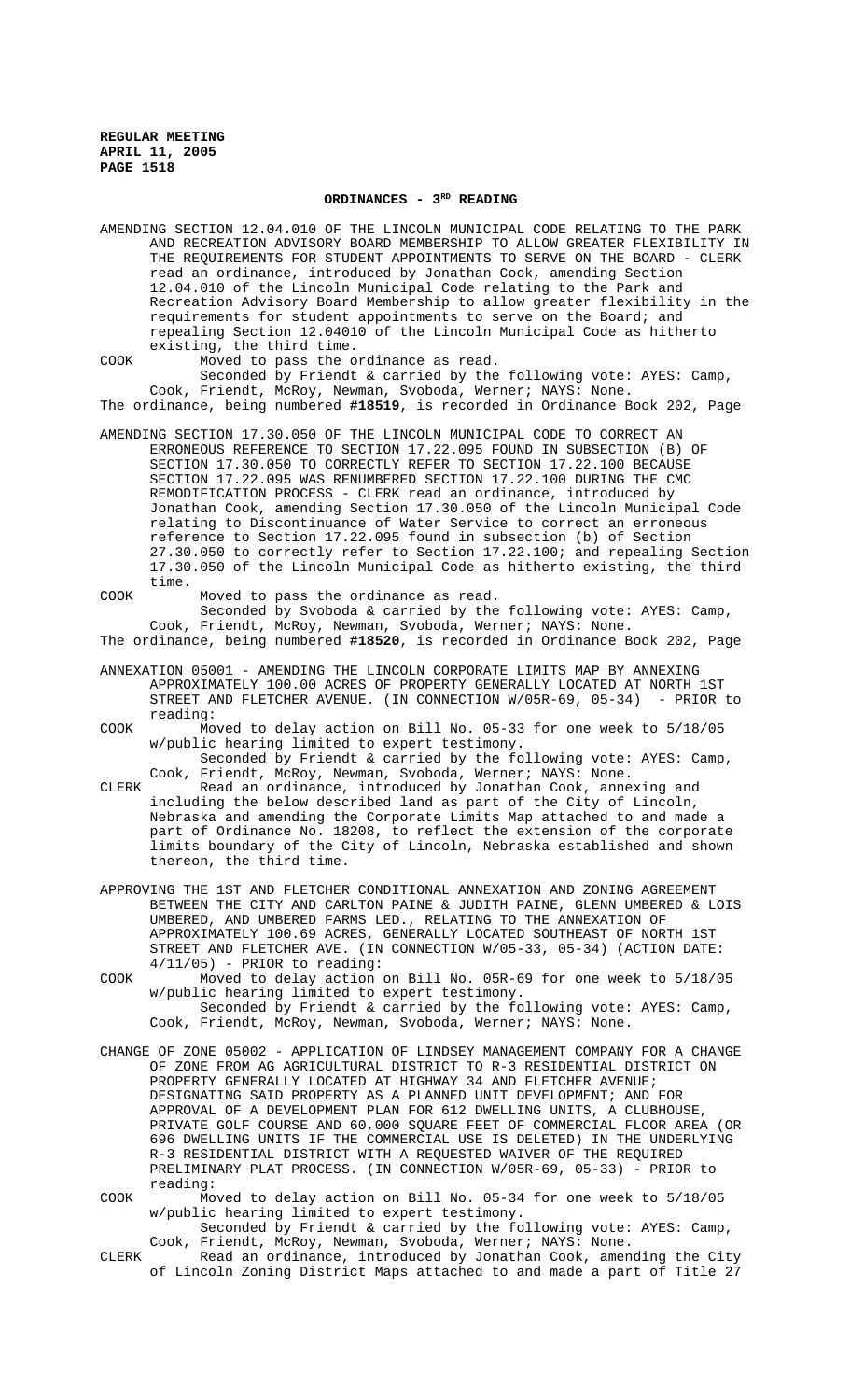**REGULAR MEETING**
**APRIL 11, 2005**
**PAGE 1518**

## ORDINANCES - 3RD READING

AMENDING SECTION 12.04.010 OF THE LINCOLN MUNICIPAL CODE RELATING TO THE PARK AND RECREATION ADVISORY BOARD MEMBERSHIP TO ALLOW GREATER FLEXIBILITY IN THE REQUIREMENTS FOR STUDENT APPOINTMENTS TO SERVE ON THE BOARD - CLERK read an ordinance, introduced by Jonathan Cook, amending Section 12.04.010 of the Lincoln Municipal Code relating to the Park and Recreation Advisory Board Membership to allow greater flexibility in the requirements for student appointments to serve on the Board; and repealing Section 12.04010 of the Lincoln Municipal Code as hitherto existing, the third time.

COOK Moved to pass the ordinance as read.
Seconded by Friendt & carried by the following vote: AYES: Camp, Cook, Friendt, McRoy, Newman, Svoboda, Werner; NAYS: None.

The ordinance, being numbered **#18519**, is recorded in Ordinance Book 202, Page

AMENDING SECTION 17.30.050 OF THE LINCOLN MUNICIPAL CODE TO CORRECT AN ERRONEOUS REFERENCE TO SECTION 17.22.095 FOUND IN SUBSECTION (B) OF SECTION 17.30.050 TO CORRECTLY REFER TO SECTION 17.22.100 BECAUSE SECTION 17.22.095 WAS RENUMBERED SECTION 17.22.100 DURING THE CMC REMODIFICATION PROCESS - CLERK read an ordinance, introduced by Jonathan Cook, amending Section 17.30.050 of the Lincoln Municipal Code relating to Discontinuance of Water Service to correct an erroneous reference to Section 17.22.095 found in subsection (b) of Section 27.30.050 to correctly refer to Section 17.22.100; and repealing Section 17.30.050 of the Lincoln Municipal Code as hitherto existing, the third time.

COOK Moved to pass the ordinance as read.
Seconded by Svoboda & carried by the following vote: AYES: Camp, Cook, Friendt, McRoy, Newman, Svoboda, Werner; NAYS: None.

The ordinance, being numbered **#18520**, is recorded in Ordinance Book 202, Page

ANNEXATION 05001 - AMENDING THE LINCOLN CORPORATE LIMITS MAP BY ANNEXING APPROXIMATELY 100.00 ACRES OF PROPERTY GENERALLY LOCATED AT NORTH 1ST STREET AND FLETCHER AVENUE. (IN CONNECTION W/05R-69, 05-34) - PRIOR to reading:

COOK Moved to delay action on Bill No. 05-33 for one week to 5/18/05 w/public hearing limited to expert testimony.
Seconded by Friendt & carried by the following vote: AYES: Camp, Cook, Friendt, McRoy, Newman, Svoboda, Werner; NAYS: None.

CLERK Read an ordinance, introduced by Jonathan Cook, annexing and including the below described land as part of the City of Lincoln, Nebraska and amending the Corporate Limits Map attached to and made a part of Ordinance No. 18208, to reflect the extension of the corporate limits boundary of the City of Lincoln, Nebraska established and shown thereon, the third time.

APPROVING THE 1ST AND FLETCHER CONDITIONAL ANNEXATION AND ZONING AGREEMENT BETWEEN THE CITY AND CARLTON PAINE & JUDITH PAINE, GLENN UMBERED & LOIS UMBERED, AND UMBERED FARMS LED., RELATING TO THE ANNEXATION OF APPROXIMATELY 100.69 ACRES, GENERALLY LOCATED SOUTHEAST OF NORTH 1ST STREET AND FLETCHER AVE. (IN CONNECTION W/05-33, 05-34) (ACTION DATE: 4/11/05) - PRIOR to reading:

COOK Moved to delay action on Bill No. 05R-69 for one week to 5/18/05 w/public hearing limited to expert testimony.
Seconded by Friendt & carried by the following vote: AYES: Camp, Cook, Friendt, McRoy, Newman, Svoboda, Werner; NAYS: None.

CHANGE OF ZONE 05002 - APPLICATION OF LINDSEY MANAGEMENT COMPANY FOR A CHANGE OF ZONE FROM AG AGRICULTURAL DISTRICT TO R-3 RESIDENTIAL DISTRICT ON PROPERTY GENERALLY LOCATED AT HIGHWAY 34 AND FLETCHER AVENUE; DESIGNATING SAID PROPERTY AS A PLANNED UNIT DEVELOPMENT; AND FOR APPROVAL OF A DEVELOPMENT PLAN FOR 612 DWELLING UNITS, A CLUBHOUSE, PRIVATE GOLF COURSE AND 60,000 SQUARE FEET OF COMMERCIAL FLOOR AREA (OR 696 DWELLING UNITS IF THE COMMERCIAL USE IS DELETED) IN THE UNDERLYING R-3 RESIDENTIAL DISTRICT WITH A REQUESTED WAIVER OF THE REQUIRED PRELIMINARY PLAT PROCESS. (IN CONNECTION W/05R-69, 05-33) - PRIOR to reading:

COOK Moved to delay action on Bill No. 05-34 for one week to 5/18/05 w/public hearing limited to expert testimony.
Seconded by Friendt & carried by the following vote: AYES: Camp, Cook, Friendt, McRoy, Newman, Svoboda, Werner; NAYS: None.

CLERK Read an ordinance, introduced by Jonathan Cook, amending the City of Lincoln Zoning District Maps attached to and made a part of Title 27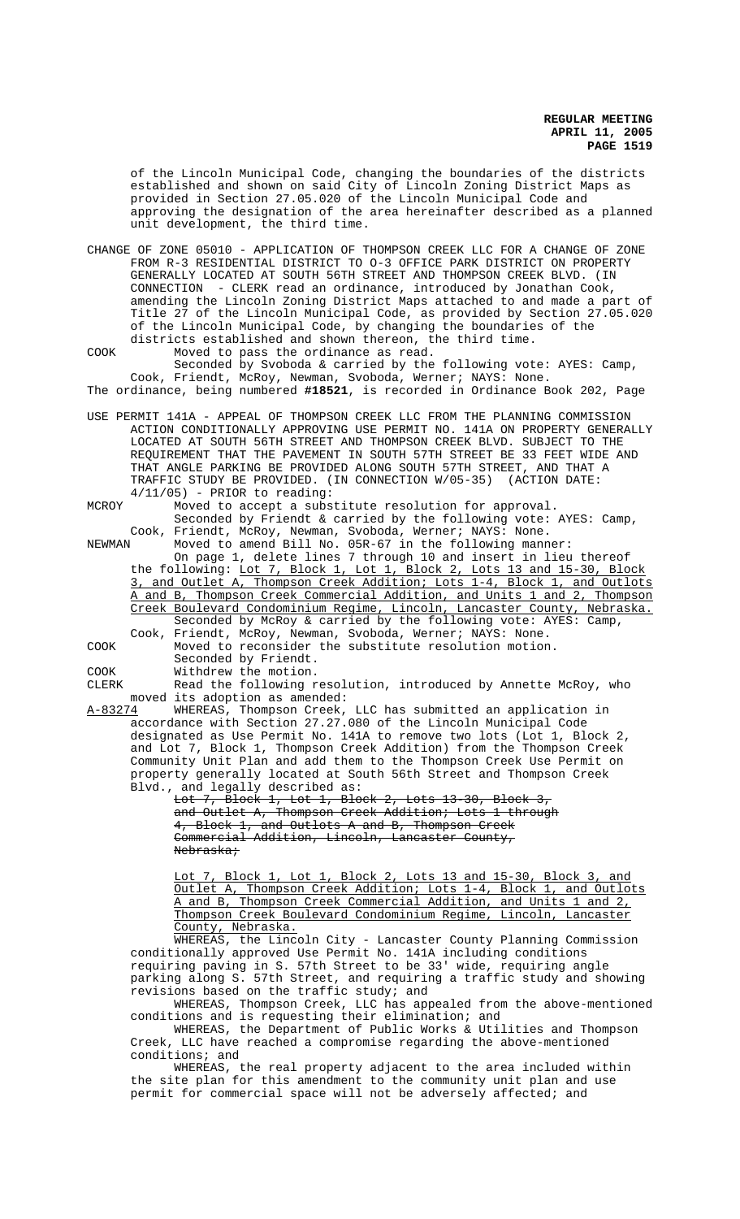of the Lincoln Municipal Code, changing the boundaries of the districts established and shown on said City of Lincoln Zoning District Maps as provided in Section 27.05.020 of the Lincoln Municipal Code and approving the designation of the area hereinafter described as a planned unit development, the third time.

CHANGE OF ZONE 05010 - APPLICATION OF THOMPSON CREEK LLC FOR A CHANGE OF ZONE FROM R-3 RESIDENTIAL DISTRICT TO O-3 OFFICE PARK DISTRICT ON PROPERTY GENERALLY LOCATED AT SOUTH 56TH STREET AND THOMPSON CREEK BLVD. (IN CONNECTION - CLERK read an ordinance, introduced by Jonathan Cook, amending the Lincoln Zoning District Maps attached to and made a part of Title 27 of the Lincoln Municipal Code, as provided by Section 27.05.020 of the Lincoln Municipal Code, by changing the boundaries of the districts established and shown thereon, the third time.

COOK Moved to pass the ordinance as read.

Seconded by Svoboda & carried by the following vote: AYES: Camp, Cook, Friendt, McRoy, Newman, Svoboda, Werner; NAYS: None.

The ordinance, being numbered **#18521**, is recorded in Ordinance Book 202, Page

USE PERMIT 141A - APPEAL OF THOMPSON CREEK LLC FROM THE PLANNING COMMISSION ACTION CONDITIONALLY APPROVING USE PERMIT NO. 141A ON PROPERTY GENERALLY LOCATED AT SOUTH 56TH STREET AND THOMPSON CREEK BLVD. SUBJECT TO THE REQUIREMENT THAT THE PAVEMENT IN SOUTH 57TH STREET BE 33 FEET WIDE AND THAT ANGLE PARKING BE PROVIDED ALONG SOUTH 57TH STREET, AND THAT A TRAFFIC STUDY BE PROVIDED. (IN CONNECTION W/05-35) (ACTION DATE: 4/11/05) - PRIOR to reading:

MCROY Moved to accept a substitute resolution for approval.

Seconded by Friendt & carried by the following vote: AYES: Camp, Cook, Friendt, McRoy, Newman, Svoboda, Werner; NAYS: None.

NEWMAN Moved to amend Bill No. 05R-67 in the following manner:

On page 1, delete lines 7 through 10 and insert in lieu thereof the following: Lot 7, Block 1, Lot 1, Block 2, Lots 13 and 15-30, Block 3, and Outlet A, Thompson Creek Addition; Lots 1-4, Block 1, and Outlots A and B, Thompson Creek Commercial Addition, and Units 1 and 2, Thompson Creek Boulevard Condominium Regime, Lincoln, Lancaster County, Nebraska.

Seconded by McRoy & carried by the following vote: AYES: Camp, Cook, Friendt, McRoy, Newman, Svoboda, Werner; NAYS: None.

COOK Moved to reconsider the substitute resolution motion.

Seconded by Friendt.

COOK Withdrew the motion.

CLERK Read the following resolution, introduced by Annette McRoy, who moved its adoption as amended:

A-83274 WHEREAS, Thompson Creek, LLC has submitted an application in accordance with Section 27.27.080 of the Lincoln Municipal Code designated as Use Permit No. 141A to remove two lots (Lot 1, Block 2, and Lot 7, Block 1, Thompson Creek Addition) from the Thompson Creek Community Unit Plan and add them to the Thompson Creek Use Permit on property generally located at South 56th Street and Thompson Creek Blvd., and legally described as:

~~Lot 7, Block 1, Lot 1, Block 2, Lots 13-30, Block 3, and Outlet A, Thompson Creek Addition; Lots 1 through 4, Block 1, and Outlots A and B, Thompson Creek Commercial Addition, Lincoln, Lancaster County, Nebraska;~~

Lot 7, Block 1, Lot 1, Block 2, Lots 13 and 15-30, Block 3, and Outlet A, Thompson Creek Addition; Lots 1-4, Block 1, and Outlots A and B, Thompson Creek Commercial Addition, and Units 1 and 2, Thompson Creek Boulevard Condominium Regime, Lincoln, Lancaster County, Nebraska.

WHEREAS, the Lincoln City - Lancaster County Planning Commission conditionally approved Use Permit No. 141A including conditions requiring paving in S. 57th Street to be 33' wide, requiring angle parking along S. 57th Street, and requiring a traffic study and showing revisions based on the traffic study; and

WHEREAS, Thompson Creek, LLC has appealed from the above-mentioned conditions and is requesting their elimination; and

WHEREAS, the Department of Public Works & Utilities and Thompson Creek, LLC have reached a compromise regarding the above-mentioned conditions; and

WHEREAS, the real property adjacent to the area included within the site plan for this amendment to the community unit plan and use permit for commercial space will not be adversely affected; and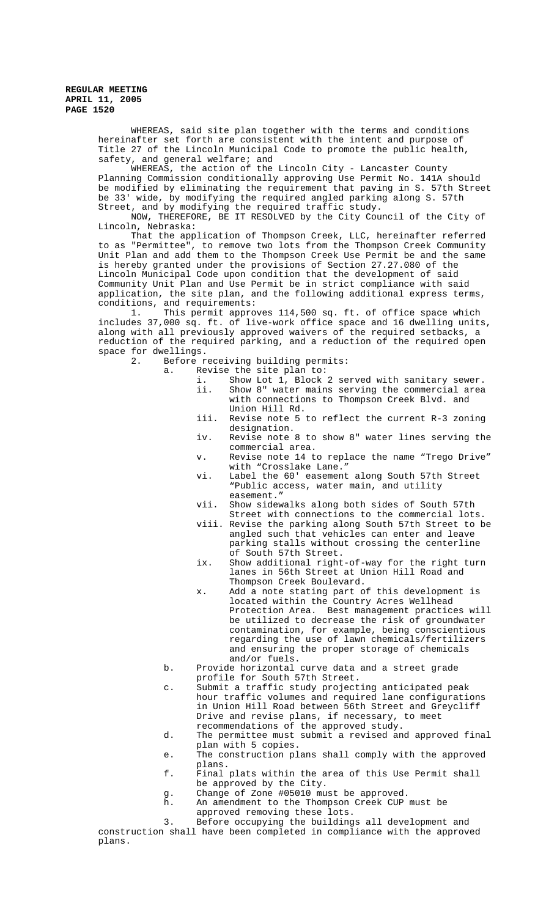WHEREAS, said site plan together with the terms and conditions hereinafter set forth are consistent with the intent and purpose of Title 27 of the Lincoln Municipal Code to promote the public health, safety, and general welfare; and

WHEREAS, the action of the Lincoln City - Lancaster County Planning Commission conditionally approving Use Permit No. 141A should be modified by eliminating the requirement that paving in S. 57th Street be 33' wide, by modifying the required angled parking along S. 57th Street, and by modifying the required traffic study.

NOW, THEREFORE, BE IT RESOLVED by the City Council of the City of Lincoln, Nebraska:

That the application of Thompson Creek, LLC, hereinafter referred to as "Permittee", to remove two lots from the Thompson Creek Community Unit Plan and add them to the Thompson Creek Use Permit be and the same is hereby granted under the provisions of Section 27.27.080 of the Lincoln Municipal Code upon condition that the development of said Community Unit Plan and Use Permit be in strict compliance with said application, the site plan, and the following additional express terms, conditions, and requirements:

1. This permit approves 114,500 sq. ft. of office space which includes 37,000 sq. ft. of live-work office space and 16 dwelling units, along with all previously approved waivers of the required setbacks, a reduction of the required parking, and a reduction of the required open space for dwellings.

2. Before receiving building permits:
   a. Revise the site plan to:
      i. Show Lot 1, Block 2 served with sanitary sewer.
      ii. Show 8" water mains serving the commercial area with connections to Thompson Creek Blvd. and Union Hill Rd.
      iii. Revise note 5 to reflect the current R-3 zoning designation.
      iv. Revise note 8 to show 8" water lines serving the commercial area.
      v. Revise note 14 to replace the name "Trego Drive" with "Crosslake Lane."
      vi. Label the 60' easement along South 57th Street "Public access, water main, and utility easement."
      vii. Show sidewalks along both sides of South 57th Street with connections to the commercial lots.
      viii. Revise the parking along South 57th Street to be angled such that vehicles can enter and leave parking stalls without crossing the centerline of South 57th Street.
      ix. Show additional right-of-way for the right turn lanes in 56th Street at Union Hill Road and Thompson Creek Boulevard.
      x. Add a note stating part of this development is located within the Country Acres Wellhead Protection Area. Best management practices will be utilized to decrease the risk of groundwater contamination, for example, being conscientious regarding the use of lawn chemicals/fertilizers and ensuring the proper storage of chemicals and/or fuels.
   b. Provide horizontal curve data and a street grade profile for South 57th Street.
   c. Submit a traffic study projecting anticipated peak hour traffic volumes and required lane configurations in Union Hill Road between 56th Street and Greycliff Drive and revise plans, if necessary, to meet recommendations of the approved study.
   d. The permittee must submit a revised and approved final plan with 5 copies.
   e. The construction plans shall comply with the approved plans.
   f. Final plats within the area of this Use Permit shall be approved by the City.
   g. Change of Zone #05010 must be approved.
   h. An amendment to the Thompson Creek CUP must be approved removing these lots.

3. Before occupying the buildings all development and construction shall have been completed in compliance with the approved plans.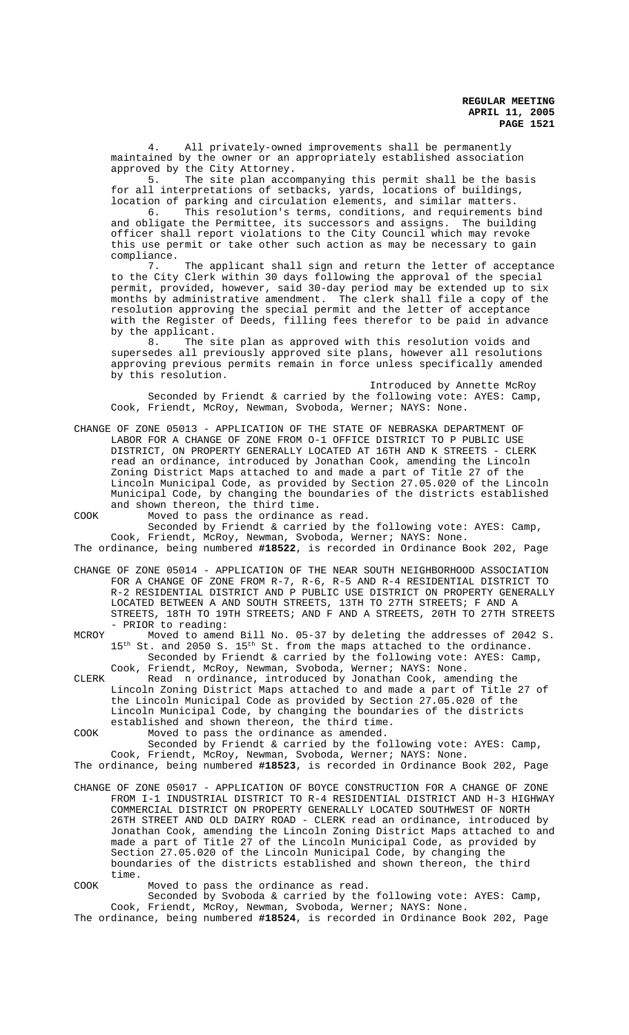4. All privately-owned improvements shall be permanently maintained by the owner or an appropriately established association approved by the City Attorney.

5. The site plan accompanying this permit shall be the basis for all interpretations of setbacks, yards, locations of buildings, location of parking and circulation elements, and similar matters.

6. This resolution's terms, conditions, and requirements bind and obligate the Permittee, its successors and assigns. The building officer shall report violations to the City Council which may revoke this use permit or take other such action as may be necessary to gain compliance.

7. The applicant shall sign and return the letter of acceptance to the City Clerk within 30 days following the approval of the special permit, provided, however, said 30-day period may be extended up to six months by administrative amendment. The clerk shall file a copy of the resolution approving the special permit and the letter of acceptance with the Register of Deeds, filling fees therefor to be paid in advance by the applicant.

8. The site plan as approved with this resolution voids and supersedes all previously approved site plans, however all resolutions approving previous permits remain in force unless specifically amended by this resolution.

Introduced by Annette McRoy

Seconded by Friendt & carried by the following vote: AYES: Camp, Cook, Friendt, McRoy, Newman, Svoboda, Werner; NAYS: None.

CHANGE OF ZONE 05013 - APPLICATION OF THE STATE OF NEBRASKA DEPARTMENT OF LABOR FOR A CHANGE OF ZONE FROM O-1 OFFICE DISTRICT TO P PUBLIC USE DISTRICT, ON PROPERTY GENERALLY LOCATED AT 16TH AND K STREETS - CLERK read an ordinance, introduced by Jonathan Cook, amending the Lincoln Zoning District Maps attached to and made a part of Title 27 of the Lincoln Municipal Code, as provided by Section 27.05.020 of the Lincoln Municipal Code, by changing the boundaries of the districts established and shown thereon, the third time.

COOK Moved to pass the ordinance as read.

Seconded by Friendt & carried by the following vote: AYES: Camp, Cook, Friendt, McRoy, Newman, Svoboda, Werner; NAYS: None.

The ordinance, being numbered **#18522**, is recorded in Ordinance Book 202, Page

CHANGE OF ZONE 05014 - APPLICATION OF THE NEAR SOUTH NEIGHBORHOOD ASSOCIATION FOR A CHANGE OF ZONE FROM R-7, R-6, R-5 AND R-4 RESIDENTIAL DISTRICT TO R-2 RESIDENTIAL DISTRICT AND P PUBLIC USE DISTRICT ON PROPERTY GENERALLY LOCATED BETWEEN A AND SOUTH STREETS, 13TH TO 27TH STREETS; F AND A STREETS, 18TH TO 19TH STREETS; AND F AND A STREETS, 20TH TO 27TH STREETS - PRIOR to reading:

MCROY Moved to amend Bill No. 05-37 by deleting the addresses of 2042 S. 15th St. and 2050 S. 15th St. from the maps attached to the ordinance.

Seconded by Friendt & carried by the following vote: AYES: Camp, Cook, Friendt, McRoy, Newman, Svoboda, Werner; NAYS: None.

CLERK Read n ordinance, introduced by Jonathan Cook, amending the Lincoln Zoning District Maps attached to and made a part of Title 27 of the Lincoln Municipal Code as provided by Section 27.05.020 of the Lincoln Municipal Code, by changing the boundaries of the districts established and shown thereon, the third time.

COOK Moved to pass the ordinance as amended.

Seconded by Friendt & carried by the following vote: AYES: Camp, Cook, Friendt, McRoy, Newman, Svoboda, Werner; NAYS: None.

The ordinance, being numbered **#18523**, is recorded in Ordinance Book 202, Page

CHANGE OF ZONE 05017 - APPLICATION OF BOYCE CONSTRUCTION FOR A CHANGE OF ZONE FROM I-1 INDUSTRIAL DISTRICT TO R-4 RESIDENTIAL DISTRICT AND H-3 HIGHWAY COMMERCIAL DISTRICT ON PROPERTY GENERALLY LOCATED SOUTHWEST OF NORTH 26TH STREET AND OLD DAIRY ROAD - CLERK read an ordinance, introduced by Jonathan Cook, amending the Lincoln Zoning District Maps attached to and made a part of Title 27 of the Lincoln Municipal Code, as provided by Section 27.05.020 of the Lincoln Municipal Code, by changing the boundaries of the districts established and shown thereon, the third time.

COOK Moved to pass the ordinance as read.

Seconded by Svoboda & carried by the following vote: AYES: Camp, Cook, Friendt, McRoy, Newman, Svoboda, Werner; NAYS: None.

The ordinance, being numbered **#18524**, is recorded in Ordinance Book 202, Page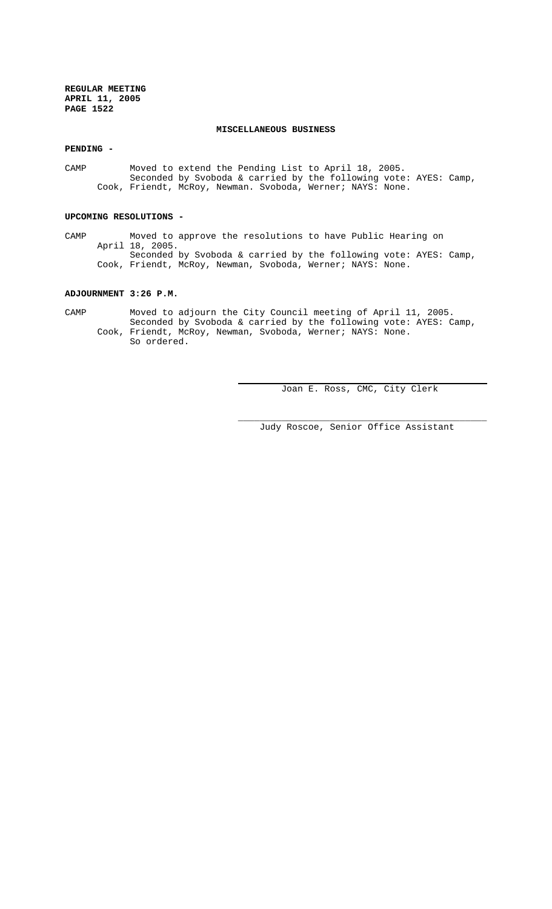**REGULAR MEETING**
**APRIL 11, 2005**
**PAGE 1522**

**MISCELLANEOUS BUSINESS**

**PENDING -**

CAMP Moved to extend the Pending List to April 18, 2005.
Seconded by Svoboda & carried by the following vote: AYES: Camp, Cook, Friendt, McRoy, Newman. Svoboda, Werner; NAYS: None.

**UPCOMING RESOLUTIONS -**

CAMP Moved to approve the resolutions to have Public Hearing on April 18, 2005.
Seconded by Svoboda & carried by the following vote: AYES: Camp, Cook, Friendt, McRoy, Newman, Svoboda, Werner; NAYS: None.

**ADJOURNMENT 3:26 P.M.**

CAMP Moved to adjourn the City Council meeting of April 11, 2005.
Seconded by Svoboda & carried by the following vote: AYES: Camp, Cook, Friendt, McRoy, Newman, Svoboda, Werner; NAYS: None.
So ordered.

Joan E. Ross, CMC, City Clerk

Judy Roscoe, Senior Office Assistant